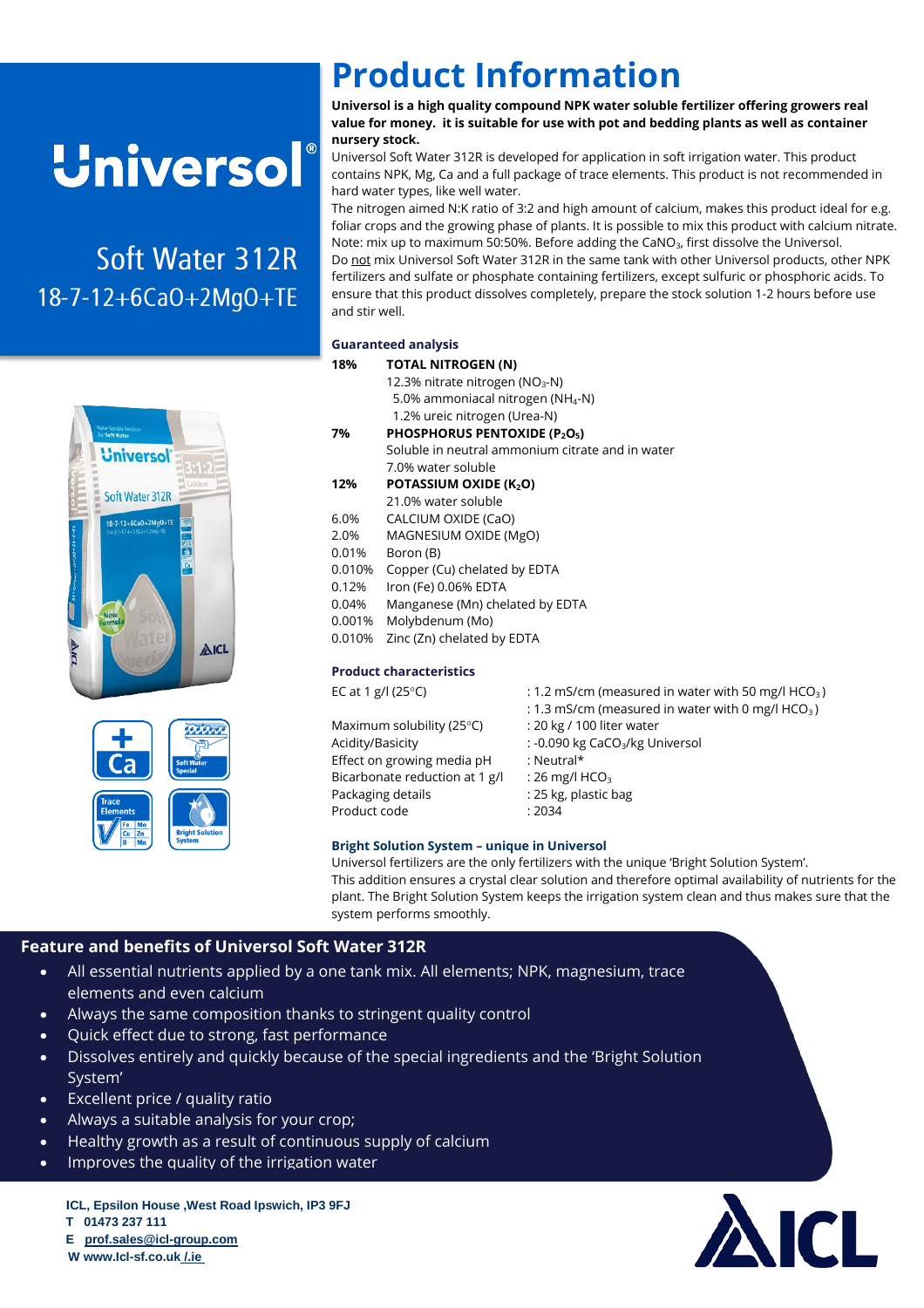# Universol®

## Soft Water 312R

## 18-7-12+6CaO+2MgO+TE

# Product Information

**Universol is a high quality compound NPK water soluble fertilizer offering growers real value for money. It is suitable for use with pot and bedding plants as well as container nursery stock.**

Universol Soft Water 312R is developed for application in soft irrigation water. This product contains NPK, Mg, Ca and a full package of trace elements. This product is not recommended in hard water types, like well water.

The nitrogen aimed N:K ratio of 3:2 and high amount of calcium, makes this product ideal for e.g. foliar crops and the growing phase of plants. It is possible to mix this product with calcium nitrate. Note: mix up to maximum 50:50%. Before adding the $CaNO_3$, first dissolve the Universol.

Do not mix Universol Soft Water 312R in the same tank with other Universol products, other NPK fertilizers and sulfate or phosphate containing fertilizers, except sulfuric or phosphoric acids. To ensure that this product dissolves completely, prepare the stock solution 1-2 hours before use and stir well.

### Guaranteed analysis

| | |
|---|---|
| **18%** | **TOTAL NITROGEN (N)** |
| | 12.3% nitrate nitrogen ($NO_3$-N) |
| | 5.0% ammoniacal nitrogen ($NH_4$-N) |
| | 1.2% ureic nitrogen (Urea-N) |
| **7%** | **PHOSPHORUS PENTOXIDE ($P_2O_5$)** |
| | Soluble in neutral ammonium citrate and in water |
| | 7.0% water soluble |
| **12%** | **POTASSIUM OXIDE ($K_2O$)** |
| | 21.0% water soluble |
| 6.0% | CALCIUM OXIDE (CaO) |
| 2.0% | MAGNESIUM OXIDE (MgO) |
| 0.01% | Boron (B) |
| 0.010% | Copper (Cu) chelated by EDTA |
| 0.12% | Iron (Fe) 0.06% EDTA |
| 0.04% | Manganese (Mn) chelated by EDTA |
| 0.001% | Molybdenum (Mo) |
| 0.010% | Zinc (Zn) chelated by EDTA |

### Product characteristics

| | |
|---|---|
| EC at 1 g/l (25°C) | : 1.2 mS/cm (measured in water with 50 mg/l $HCO_3$) |
| | : 1.3 mS/cm (measured in water with 0 mg/l $HCO_3$) |
| Maximum solubility (25°C) | : 20 kg / 100 liter water |
| Acidity/Basicity | : -0.090 kg $CaCO_3$/kg Universol |
| Effect on growing media pH | : Neutral* |
| Bicarbonate reduction at 1 g/l | : 26 mg/l $HCO_3$ |
| Packaging details | : 25 kg, plastic bag |
| Product code | : 2034 |

### Bright Solution System – unique in Universol

Universol fertilizers are the only fertilizers with the unique 'Bright Solution System'.
This addition ensures a crystal clear solution and therefore optimal availability of nutrients for the plant. The Bright Solution System keeps the irrigation system clean and thus makes sure that the system performs smoothly.

### Feature and benefits of Universol Soft Water 312R

- All essential nutrients applied by a one tank mix. All elements; NPK, magnesium, trace elements and even calcium
- Always the same composition thanks to stringent quality control
- Quick effect due to strong, fast performance
- Dissolves entirely and quickly because of the special ingredients and the 'Bright Solution System'
- Excellent price / quality ratio
- Always a suitable analysis for your crop;
- Healthy growth as a result of continuous supply of calcium
- Improves the quality of the irrigation water

**ICL, Epsilon House ,West Road Ipswich, IP3 9FJ**
**T 01473 237 111**
**E prof.sales@icl-group.com**
**W www.Icl-sf.co.uk /.ie**

ICL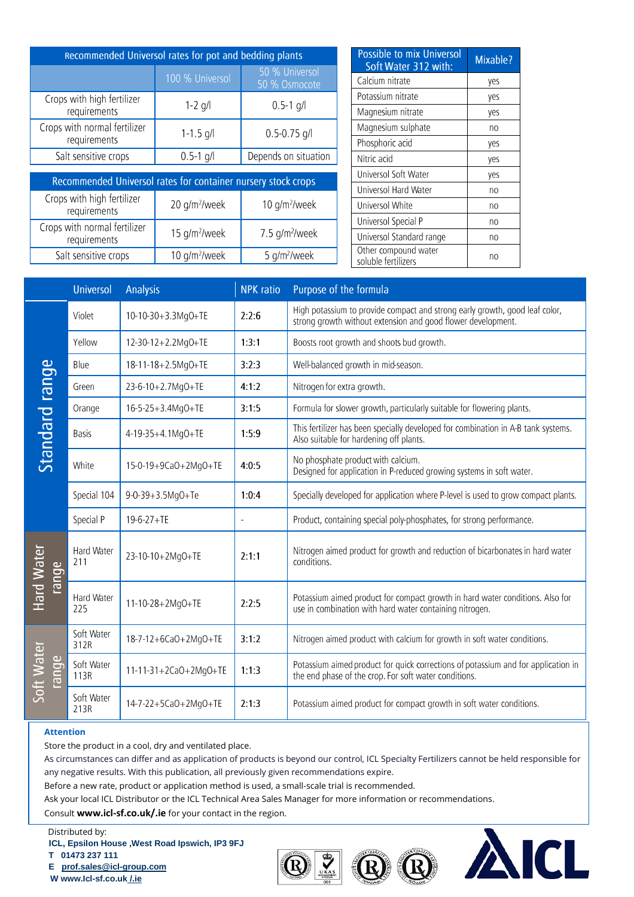| Recommended Universol rates for pot and bedding plants | | |
|---|---|---|
| | 100 % Universol | 50 % Universol 50 % Osmocote |
| Crops with high fertilizer requirements | 1-2 g/l | 0.5-1 g/l |
| Crops with normal fertilizer requirements | 1-1.5 g/l | 0.5-0.75 g/l |
| Salt sensitive crops | 0.5-1 g/l | Depends on situation |

| Recommended Universol rates for container nursery stock crops | | |
|---|---|---|
| Crops with high fertilizer requirements | 20 g/m²/week | 10 g/m²/week |
| Crops with normal fertilizer requirements | 15 g/m²/week | 7.5 g/m²/week |
| Salt sensitive crops | 10 g/m²/week | 5 g/m²/week |

| Possible to mix Universol Soft Water 312 with: | Mixable? |
|---|---|
| Calcium nitrate | yes |
| Potassium nitrate | yes |
| Magnesium nitrate | yes |
| Magnesium sulphate | no |
| Phosphoric acid | yes |
| Nitric acid | yes |
| Universol Soft Water | yes |
| Universol Hard Water | no |
| Universol White | no |
| Universol Special P | no |
| Universol Standard range | no |
| Other compound water soluble fertilizers | no |

| | Universol | Analysis | NPK ratio | Purpose of the formula |
|---|---|---|---|---|
| Standard range | Violet | 10-10-30+3.3MgO+TE | 2:2:6 | High potassium to provide compact and strong early growth, good leaf color, strong growth without extension and good flower development. |
| | Yellow | 12-30-12+2.2MgO+TE | 1:3:1 | Boosts root growth and shoots bud growth. |
| | Blue | 18-11-18+2.5MgO+TE | 3:2:3 | Well-balanced growth in mid-season. |
| | Green | 23-6-10+2.7MgO+TE | 4:1:2 | Nitrogen for extra growth. |
| | Orange | 16-5-25+3.4MgO+TE | 3:1:5 | Formula for slower growth, particularly suitable for flowering plants. |
| | Basis | 4-19-35+4.1MgO+TE | 1:5:9 | This fertilizer has been specially developed for combination in A-B tank systems. Also suitable for hardening off plants. |
| | White | 15-0-19+9CaO+2MgO+TE | 4:0:5 | No phosphate product with calcium. Designed for application in P-reduced growing systems in soft water. |
| | Special 104 | 9-0-39+3.5MgO+Te | 1:0:4 | Specially developed for application where P-level is used to grow compact plants. |
| | Special P | 19-6-27+TE | - | Product, containing special poly-phosphates, for strong performance. |
| Hard Water range | Hard Water 211 | 23-10-10+2MgO+TE | 2:1:1 | Nitrogen aimed product for growth and reduction of bicarbonates in hard water conditions. |
| | Hard Water 225 | 11-10-28+2MgO+TE | 2:2:5 | Potassium aimed product for compact growth in hard water conditions. Also for use in combination with hard water containing nitrogen. |
| Soft Water range | Soft Water 312R | 18-7-12+6CaO+2MgO+TE | 3:1:2 | Nitrogen aimed product with calcium for growth in soft water conditions. |
| | Soft Water 113R | 11-11-31+2CaO+2MgO+TE | 1:1:3 | Potassium aimed product for quick corrections of potassium and for application in the end phase of the crop. For soft water conditions. |
| | Soft Water 213R | 14-7-22+5CaO+2MgO+TE | 2:1:3 | Potassium aimed product for compact growth in soft water conditions. |

**Attention**

Store the product in a cool, dry and ventilated place.

As circumstances can differ and as application of products is beyond our control, ICL Specialty Fertilizers cannot be held responsible for any negative results. With this publication, all previously given recommendations expire.

Before a new rate, product or application method is used, a small-scale trial is recommended.

Ask your local ICL Distributor or the ICL Technical Area Sales Manager for more information or recommendations.

Consult **www.icl-sf.co.uk/.ie** for your contact in the region.

Distributed by:

**ICL, Epsilon House ,West Road Ipswich, IP3 9FJ**

**T 01473 237 111**

**E prof.sales@icl-group.com**

**W www.Icl-sf.co.uk /.ie**

ICL